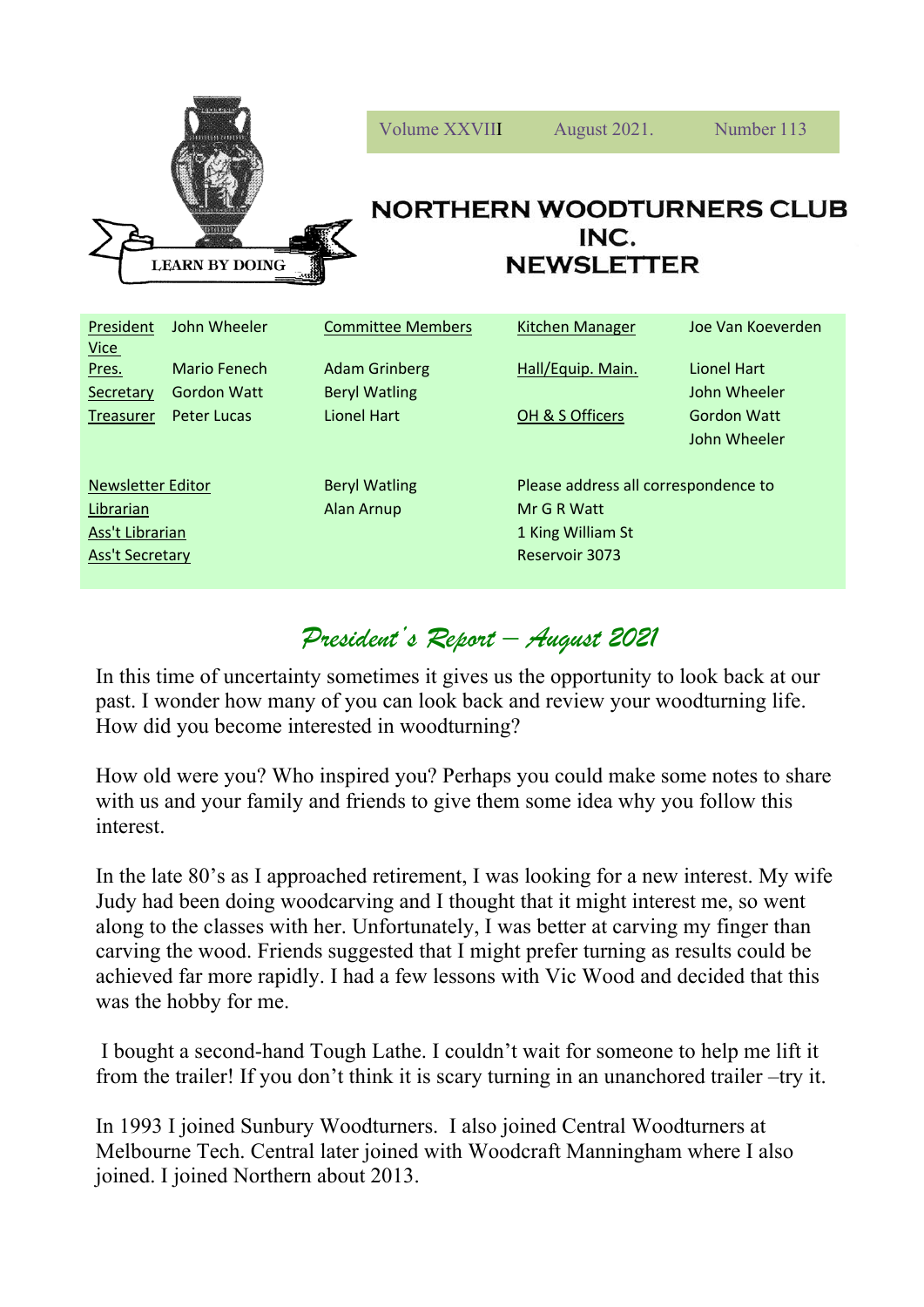Volume XXVIII August 2021. Number 113

LEARN BY DOING

# NORTHERN WOODTURNERS CLUB INC. NEWSLETTER

| | | | | |
|---|---|---|---|---|
| President | John Wheeler | Committee Members | Kitchen Manager | Joe Van Koeverden |
| Vice Pres. | Mario Fenech | Adam Grinberg | Hall/Equip. Main. | Lionel Hart |
| Secretary | Gordon Watt | Beryl Watling | | John Wheeler |
| Treasurer | Peter Lucas | Lionel Hart | OH & S Officers | Gordon Watt |
| | | | | John Wheeler |

| | | |
|---|---|---|
| Newsletter Editor | Beryl Watling | Please address all correspondence to |
| Librarian | Alan Arnup | Mr G R Watt |
| Ass't Librarian | | 1 King William St |
| Ass't Secretary | | Reservoir 3073 |

## *President's Report – August 2021*

In this time of uncertainty sometimes it gives us the opportunity to look back at our past. I wonder how many of you can look back and review your woodturning life. How did you become interested in woodturning?

How old were you? Who inspired you? Perhaps you could make some notes to share with us and your family and friends to give them some idea why you follow this interest.

In the late 80's as I approached retirement, I was looking for a new interest. My wife Judy had been doing woodcarving and I thought that it might interest me, so went along to the classes with her. Unfortunately, I was better at carving my finger than carving the wood. Friends suggested that I might prefer turning as results could be achieved far more rapidly. I had a few lessons with Vic Wood and decided that this was the hobby for me.

I bought a second-hand Tough Lathe. I couldn't wait for someone to help me lift it from the trailer! If you don't think it is scary turning in an unanchored trailer –try it.

In 1993 I joined Sunbury Woodturners. I also joined Central Woodturners at Melbourne Tech. Central later joined with Woodcraft Manningham where I also joined. I joined Northern about 2013.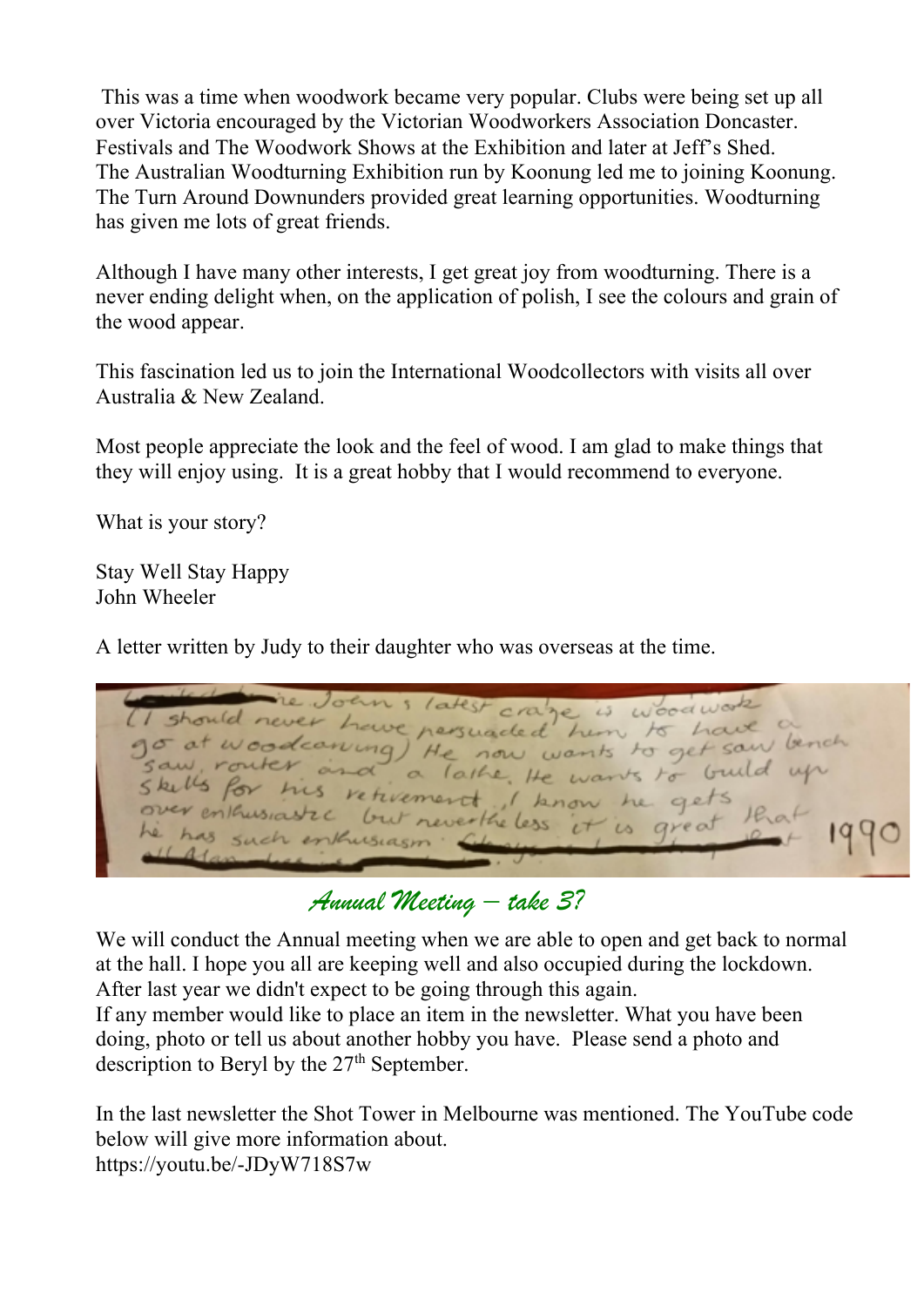This was a time when woodwork became very popular. Clubs were being set up all over Victoria encouraged by the Victorian Woodworkers Association Doncaster. Festivals and The Woodwork Shows at the Exhibition and later at Jeff's Shed. The Australian Woodturning Exhibition run by Koonung led me to joining Koonung. The Turn Around Downunders provided great learning opportunities. Woodturning has given me lots of great friends.

Although I have many other interests, I get great joy from woodturning. There is a never ending delight when, on the application of polish, I see the colours and grain of the wood appear.

This fascination led us to join the International Woodcollectors with visits all over Australia & New Zealand.

Most people appreciate the look and the feel of wood. I am glad to make things that they will enjoy using. It is a great hobby that I would recommend to everyone.

What is your story?

Stay Well Stay Happy
John Wheeler

A letter written by Judy to their daughter who was overseas at the time.

> ...re John's latest craze is woodwork (I should never have persuaded him to have a go at woodcarving) He now wants to get saw bench saw, router and a lathe. He wants to build up skills for his retirement, I know he gets over enthusiastic but nevertheless it is great that he has such enthusiasm.
>
> 1990

## *Annual Meeting – take 3?*

We will conduct the Annual meeting when we are able to open and get back to normal at the hall. I hope you all are keeping well and also occupied during the lockdown. After last year we didn't expect to be going through this again.
If any member would like to place an item in the newsletter. What you have been doing, photo or tell us about another hobby you have. Please send a photo and description to Beryl by the 27th September.

In the last newsletter the Shot Tower in Melbourne was mentioned. The YouTube code below will give more information about.
https://youtu.be/-JDyW718S7w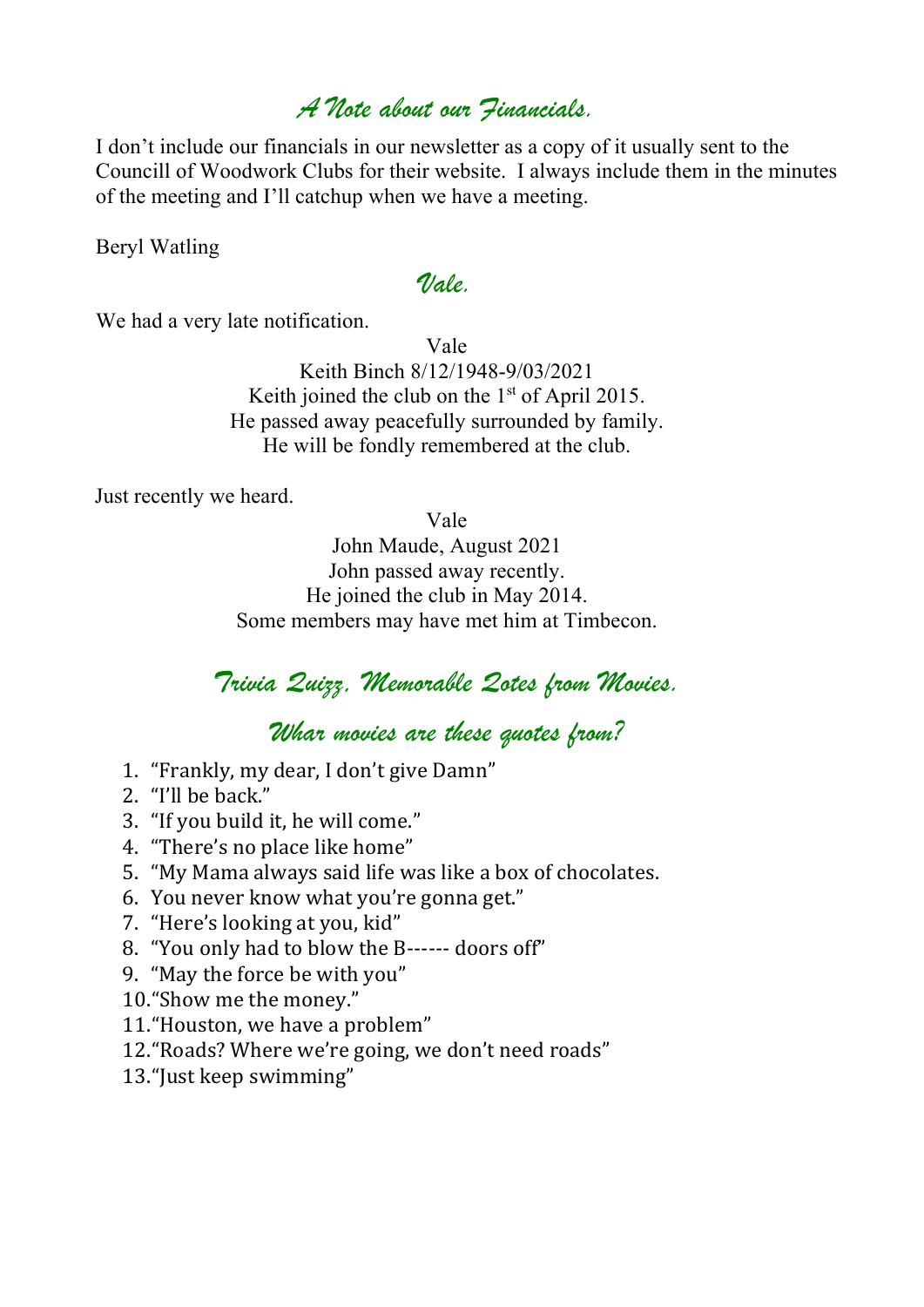## *A Note about our Financials.*

I don't include our financials in our newsletter as a copy of it usually sent to the Councill of Woodwork Clubs for their website. I always include them in the minutes of the meeting and I'll catchup when we have a meeting.

Beryl Watling

## *Vale.*

We had a very late notification.

Vale
Keith Binch 8/12/1948-9/03/2021
Keith joined the club on the 1st of April 2015.
He passed away peacefully surrounded by family.
He will be fondly remembered at the club.

Just recently we heard.

Vale
John Maude, August 2021
John passed away recently.
He joined the club in May 2014.
Some members may have met him at Timbecon.

## *Trivia Quizz. Memorable Qotes from Movies.*

### *Whar movies are these quotes from?*

1. "Frankly, my dear, I don't give Damn"
2. "I'll be back."
3. "If you build it, he will come."
4. "There's no place like home"
5. "My Mama always said life was like a box of chocolates.
6. You never know what you're gonna get."
7. "Here's looking at you, kid"
8. "You only had to blow the B------ doors off"
9. "May the force be with you"
10. "Show me the money."
11. "Houston, we have a problem"
12. "Roads? Where we're going, we don't need roads"
13. "Just keep swimming"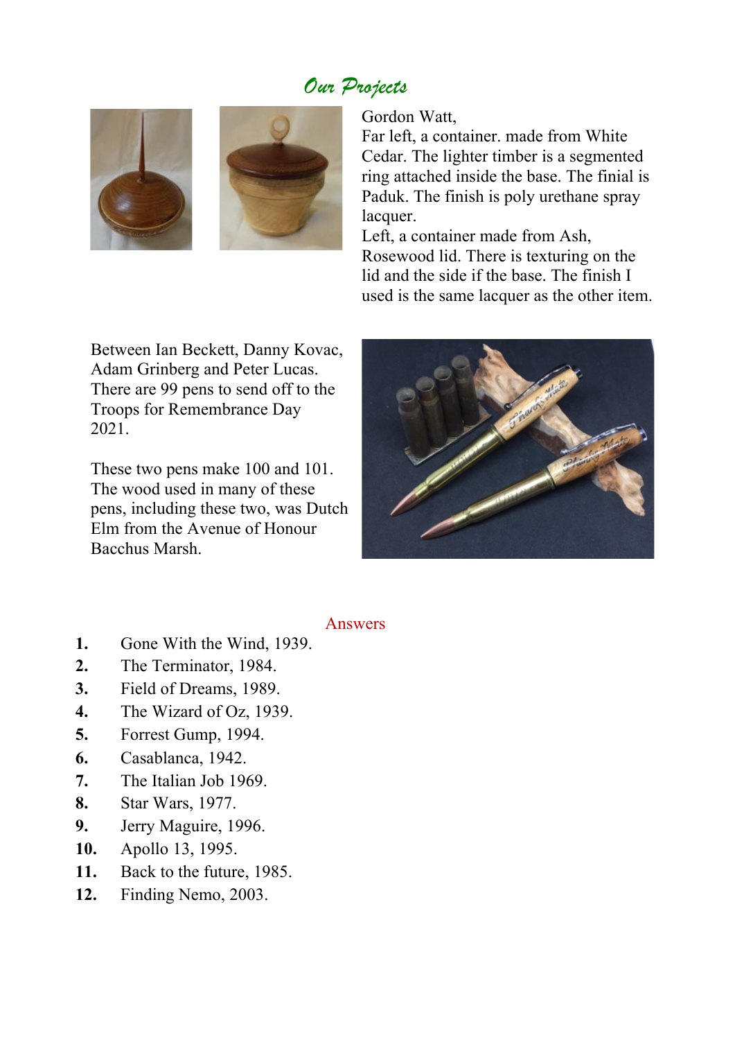## *Our Projects*

Gordon Watt,
Far left, a container. made from White Cedar. The lighter timber is a segmented ring attached inside the base. The finial is Paduk. The finish is poly urethane spray lacquer.
Left, a container made from Ash, Rosewood lid. There is texturing on the lid and the side if the base. The finish I used is the same lacquer as the other item.

Between Ian Beckett, Danny Kovac, Adam Grinberg and Peter Lucas. There are 99 pens to send off to the Troops for Remembrance Day 2021.

These two pens make 100 and 101. The wood used in many of these pens, including these two, was Dutch Elm from the Avenue of Honour Bacchus Marsh.

### Answers

1. Gone With the Wind, 1939.
2. The Terminator, 1984.
3. Field of Dreams, 1989.
4. The Wizard of Oz, 1939.
5. Forrest Gump, 1994.
6. Casablanca, 1942.
7. The Italian Job 1969.
8. Star Wars, 1977.
9. Jerry Maguire, 1996.
10. Apollo 13, 1995.
11. Back to the future, 1985.
12. Finding Nemo, 2003.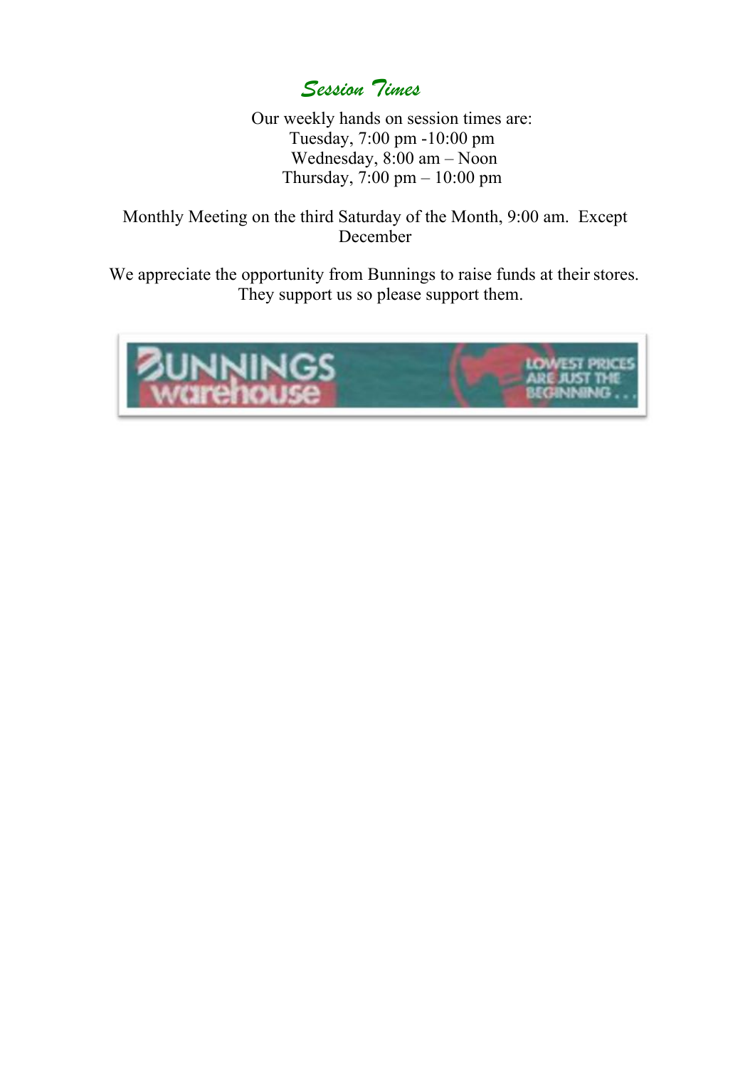## *Session Times*

Our weekly hands on session times are:
Tuesday, 7:00 pm -10:00 pm
Wednesday, 8:00 am – Noon
Thursday, 7:00 pm – 10:00 pm

Monthly Meeting on the third Saturday of the Month, 9:00 am. Except December

We appreciate the opportunity from Bunnings to raise funds at their stores. They support us so please support them.